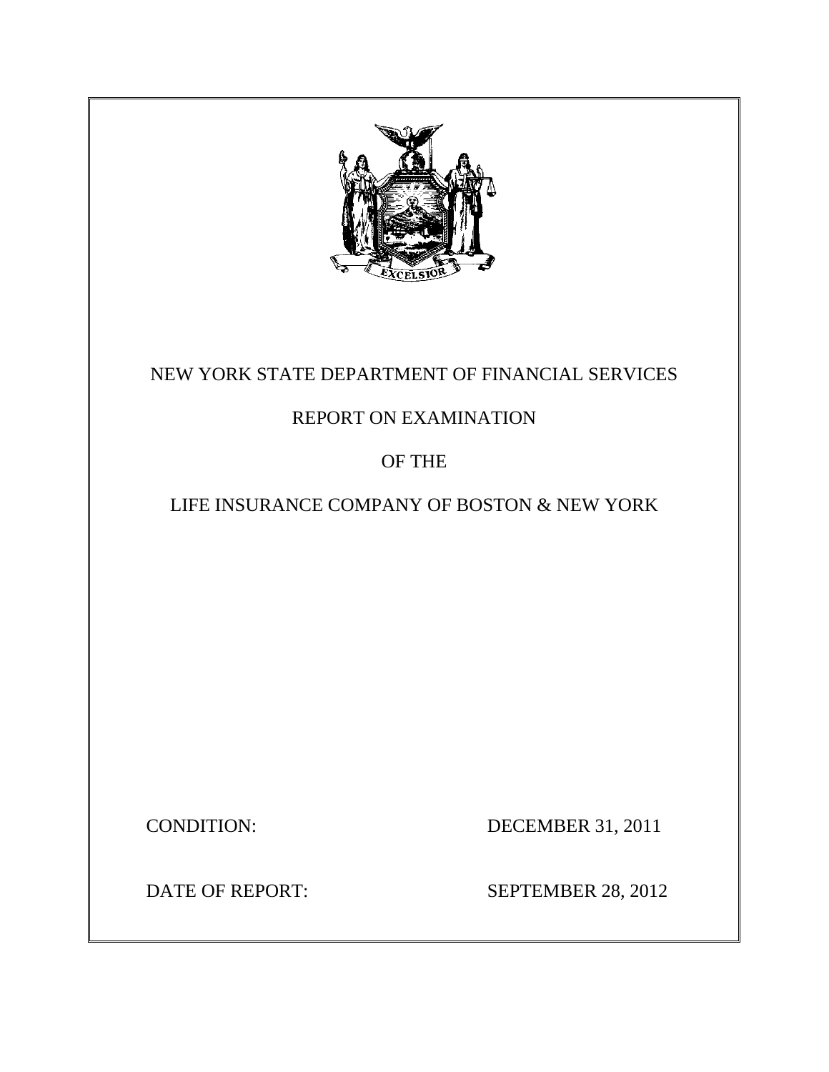# NEW YORK STATE DEPARTMENT OF FINANCIAL SERVICES

## REPORT ON EXAMINATION

## OF THE

## LIFE INSURANCE COMPANY OF BOSTON & NEW YORK

CONDITION: DECEMBER 31, 2011

DATE OF REPORT: SEPTEMBER 28, 2012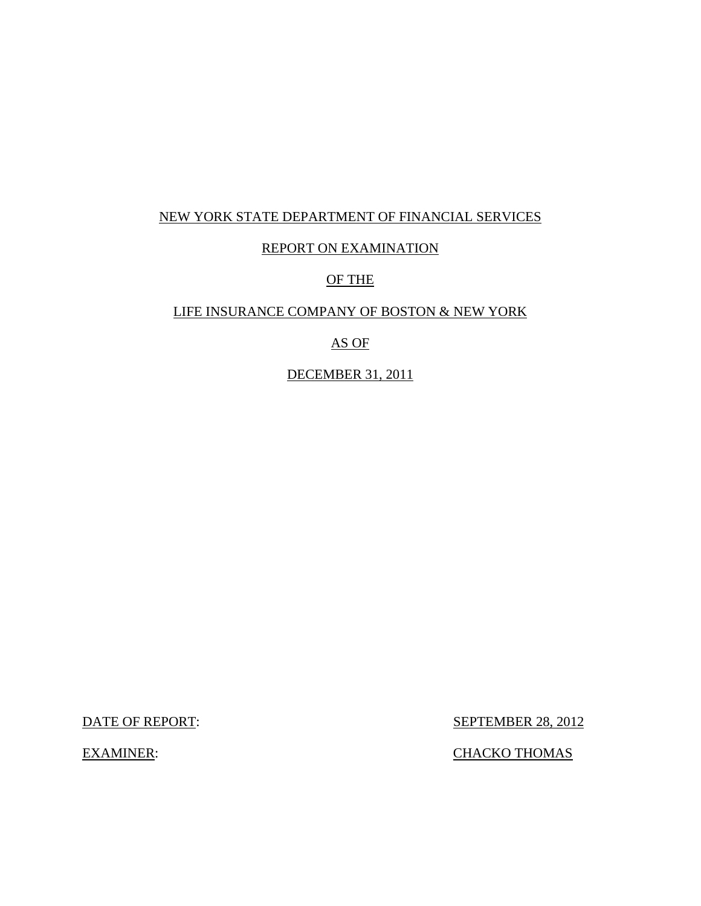NEW YORK STATE DEPARTMENT OF FINANCIAL SERVICES

REPORT ON EXAMINATION

OF THE

LIFE INSURANCE COMPANY OF BOSTON & NEW YORK

AS OF

DECEMBER 31, 2011

DATE OF REPORT: SEPTEMBER 28, 2012

EXAMINER: CHACKO THOMAS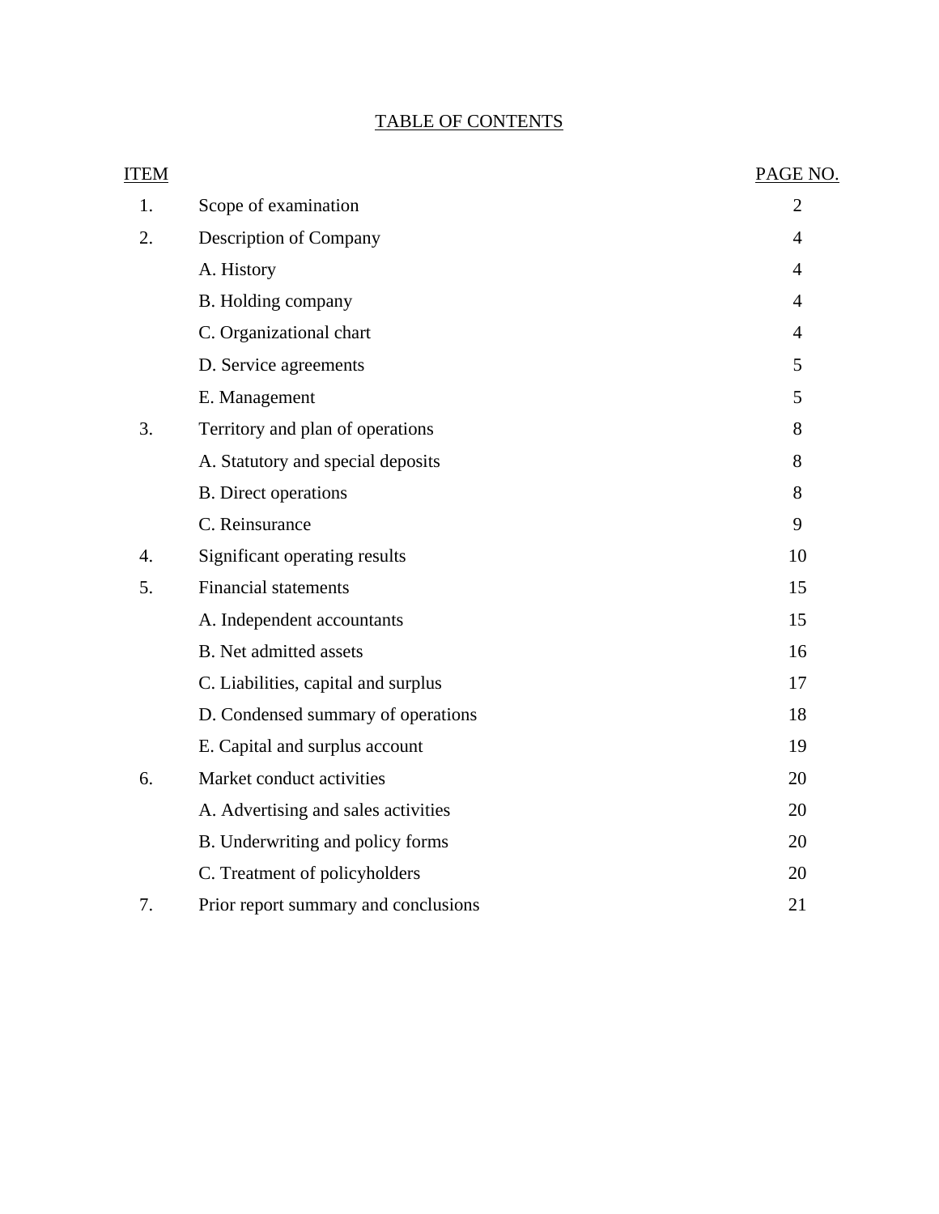# TABLE OF CONTENTS

| ITEM | | PAGE NO. |
|---|---|---|
| 1. | Scope of examination | 2 |
| 2. | Description of Company | 4 |
| | A. History | 4 |
| | B. Holding company | 4 |
| | C. Organizational chart | 4 |
| | D. Service agreements | 5 |
| | E. Management | 5 |
| 3. | Territory and plan of operations | 8 |
| | A. Statutory and special deposits | 8 |
| | B. Direct operations | 8 |
| | C. Reinsurance | 9 |
| 4. | Significant operating results | 10 |
| 5. | Financial statements | 15 |
| | A. Independent accountants | 15 |
| | B. Net admitted assets | 16 |
| | C. Liabilities, capital and surplus | 17 |
| | D. Condensed summary of operations | 18 |
| | E. Capital and surplus account | 19 |
| 6. | Market conduct activities | 20 |
| | A. Advertising and sales activities | 20 |
| | B. Underwriting and policy forms | 20 |
| | C. Treatment of policyholders | 20 |
| 7. | Prior report summary and conclusions | 21 |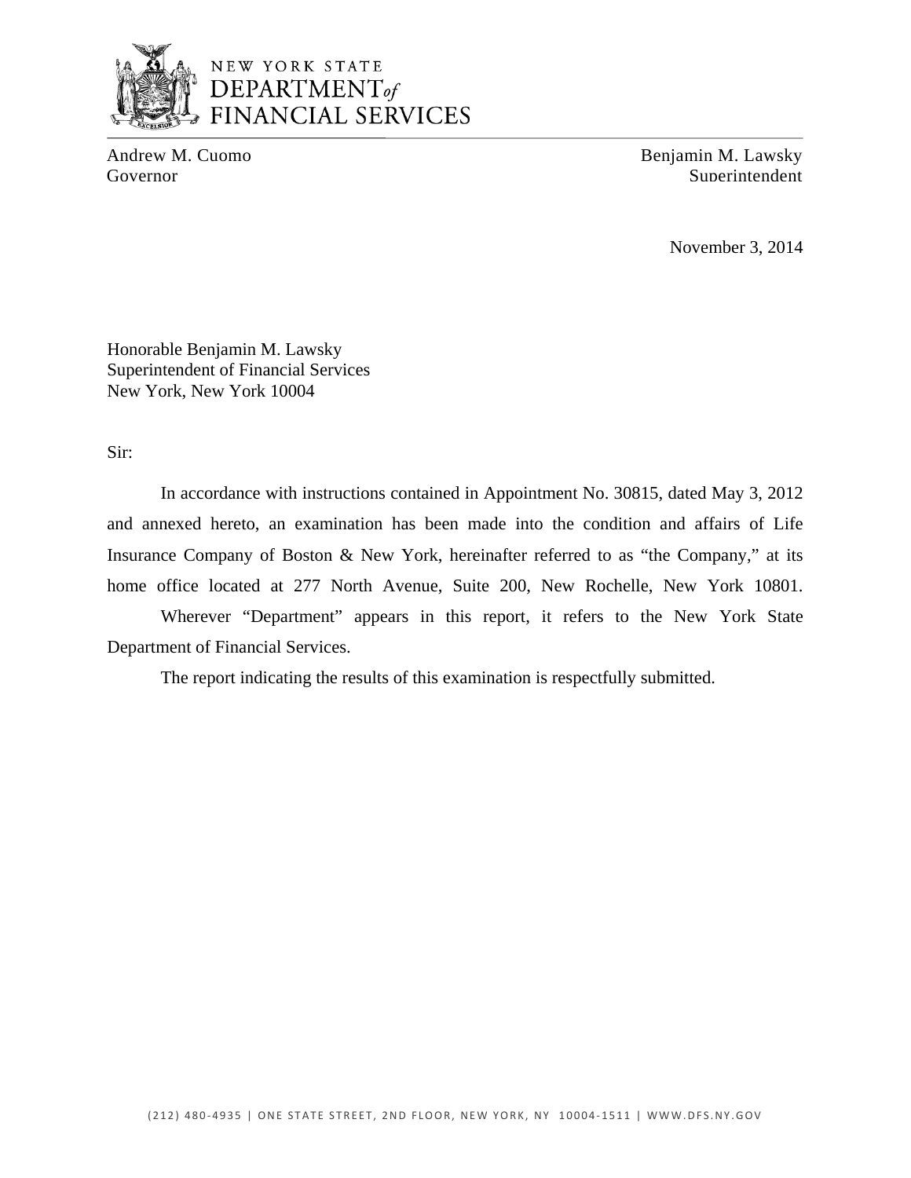NEW YORK STATE
DEPARTMENT of
FINANCIAL SERVICES

Andrew M. Cuomo
Governor

Benjamin M. Lawsky
Superintendent

November 3, 2014

Honorable Benjamin M. Lawsky
Superintendent of Financial Services
New York, New York 10004

Sir:

In accordance with instructions contained in Appointment No. 30815, dated May 3, 2012 and annexed hereto, an examination has been made into the condition and affairs of Life Insurance Company of Boston & New York, hereinafter referred to as "the Company," at its home office located at 277 North Avenue, Suite 200, New Rochelle, New York 10801.

Wherever "Department" appears in this report, it refers to the New York State Department of Financial Services.

The report indicating the results of this examination is respectfully submitted.

(212) 480-4935 | ONE STATE STREET, 2ND FLOOR, NEW YORK, NY 10004-1511 | WWW.DFS.NY.GOV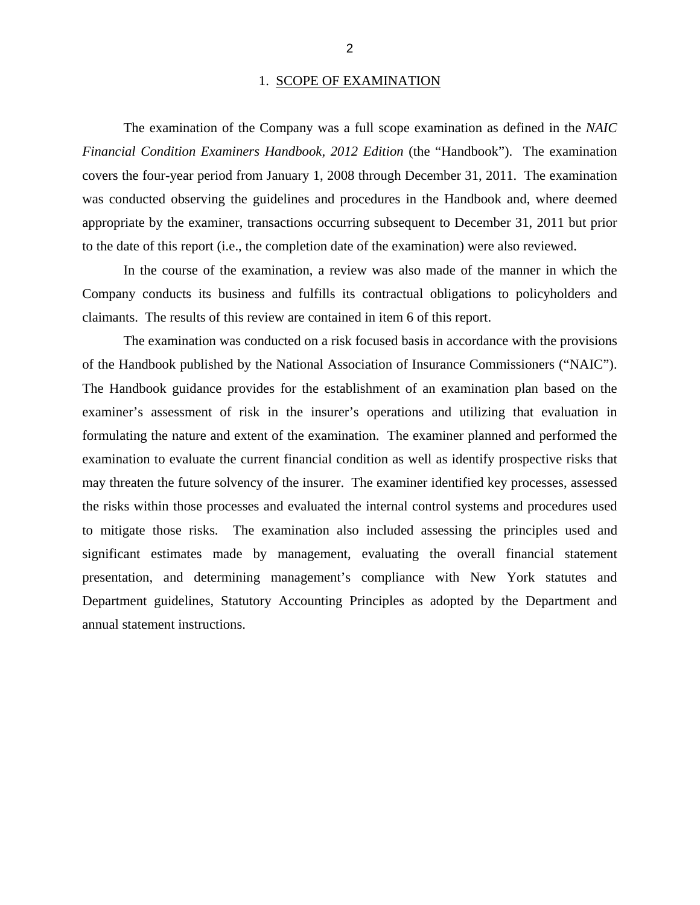## 1. SCOPE OF EXAMINATION

The examination of the Company was a full scope examination as defined in the *NAIC Financial Condition Examiners Handbook, 2012 Edition* (the "Handbook"). The examination covers the four-year period from January 1, 2008 through December 31, 2011. The examination was conducted observing the guidelines and procedures in the Handbook and, where deemed appropriate by the examiner, transactions occurring subsequent to December 31, 2011 but prior to the date of this report (i.e., the completion date of the examination) were also reviewed.

In the course of the examination, a review was also made of the manner in which the Company conducts its business and fulfills its contractual obligations to policyholders and claimants. The results of this review are contained in item 6 of this report.

The examination was conducted on a risk focused basis in accordance with the provisions of the Handbook published by the National Association of Insurance Commissioners ("NAIC"). The Handbook guidance provides for the establishment of an examination plan based on the examiner's assessment of risk in the insurer's operations and utilizing that evaluation in formulating the nature and extent of the examination. The examiner planned and performed the examination to evaluate the current financial condition as well as identify prospective risks that may threaten the future solvency of the insurer. The examiner identified key processes, assessed the risks within those processes and evaluated the internal control systems and procedures used to mitigate those risks. The examination also included assessing the principles used and significant estimates made by management, evaluating the overall financial statement presentation, and determining management's compliance with New York statutes and Department guidelines, Statutory Accounting Principles as adopted by the Department and annual statement instructions.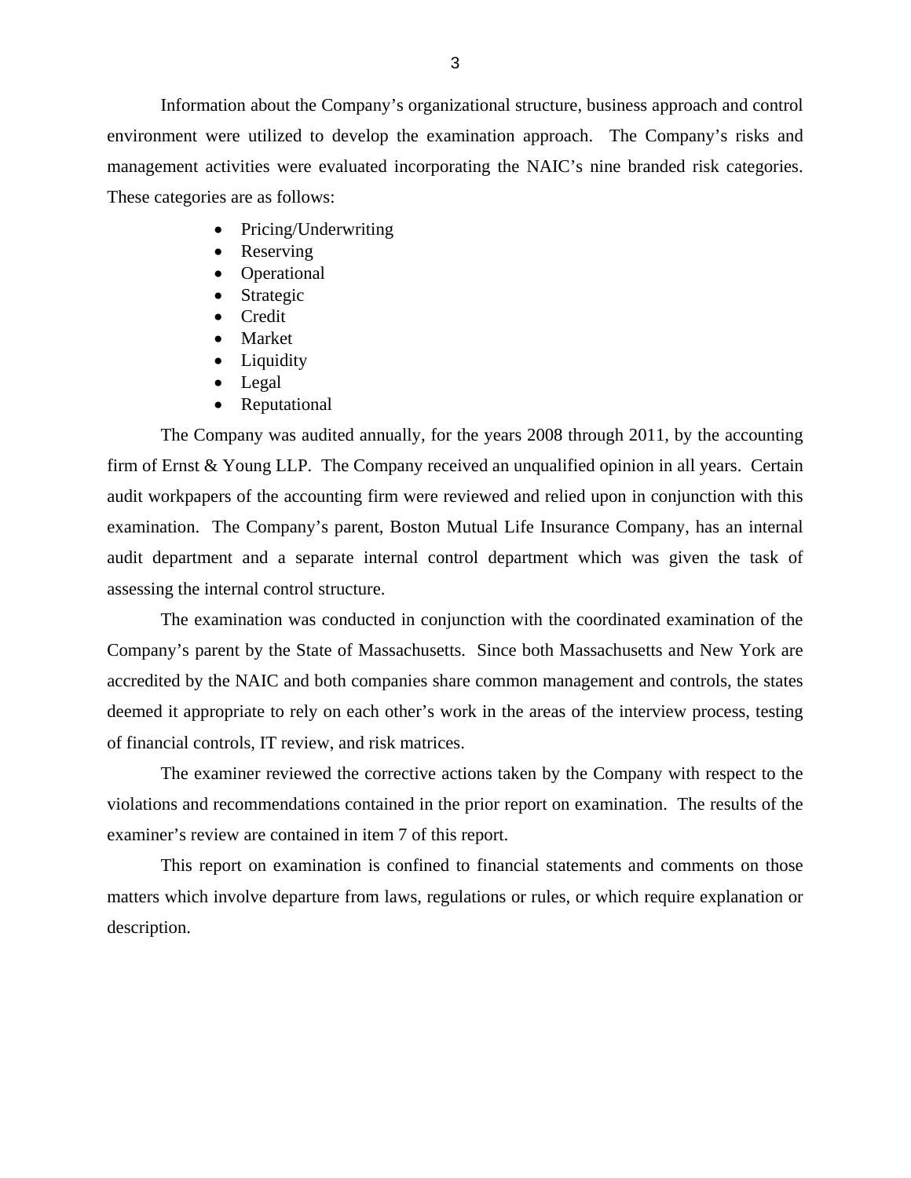Information about the Company's organizational structure, business approach and control environment were utilized to develop the examination approach. The Company's risks and management activities were evaluated incorporating the NAIC's nine branded risk categories. These categories are as follows:

- Pricing/Underwriting
- Reserving
- Operational
- Strategic
- Credit
- Market
- Liquidity
- Legal
- Reputational

The Company was audited annually, for the years 2008 through 2011, by the accounting firm of Ernst & Young LLP. The Company received an unqualified opinion in all years. Certain audit workpapers of the accounting firm were reviewed and relied upon in conjunction with this examination. The Company's parent, Boston Mutual Life Insurance Company, has an internal audit department and a separate internal control department which was given the task of assessing the internal control structure.

The examination was conducted in conjunction with the coordinated examination of the Company's parent by the State of Massachusetts. Since both Massachusetts and New York are accredited by the NAIC and both companies share common management and controls, the states deemed it appropriate to rely on each other's work in the areas of the interview process, testing of financial controls, IT review, and risk matrices.

The examiner reviewed the corrective actions taken by the Company with respect to the violations and recommendations contained in the prior report on examination. The results of the examiner's review are contained in item 7 of this report.

This report on examination is confined to financial statements and comments on those matters which involve departure from laws, regulations or rules, or which require explanation or description.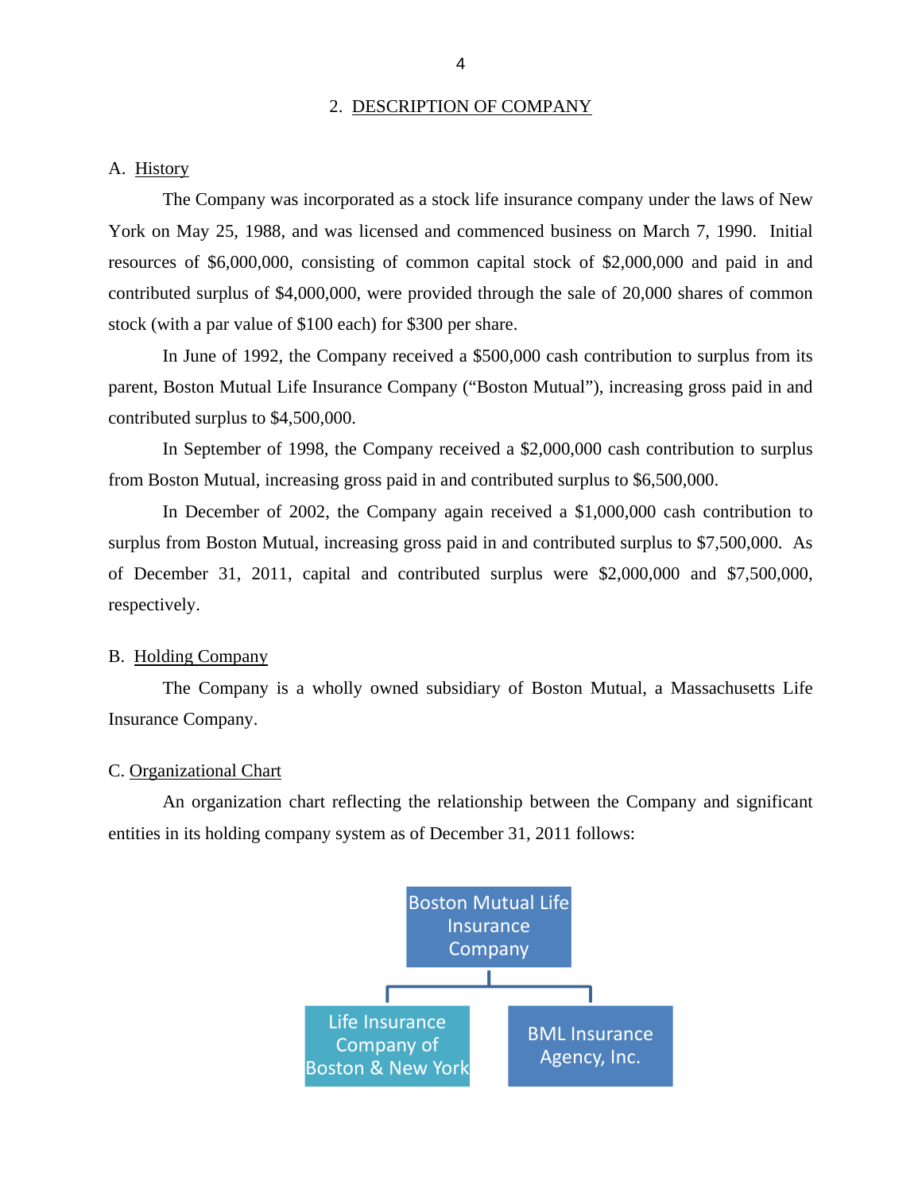## 2. DESCRIPTION OF COMPANY

### A. History

The Company was incorporated as a stock life insurance company under the laws of New York on May 25, 1988, and was licensed and commenced business on March 7, 1990. Initial resources of $6,000,000, consisting of common capital stock of $2,000,000 and paid in and contributed surplus of $4,000,000, were provided through the sale of 20,000 shares of common stock (with a par value of $100 each) for $300 per share.

In June of 1992, the Company received a $500,000 cash contribution to surplus from its parent, Boston Mutual Life Insurance Company ("Boston Mutual"), increasing gross paid in and contributed surplus to $4,500,000.

In September of 1998, the Company received a $2,000,000 cash contribution to surplus from Boston Mutual, increasing gross paid in and contributed surplus to $6,500,000.

In December of 2002, the Company again received a $1,000,000 cash contribution to surplus from Boston Mutual, increasing gross paid in and contributed surplus to $7,500,000. As of December 31, 2011, capital and contributed surplus were $2,000,000 and $7,500,000, respectively.

### B. Holding Company

The Company is a wholly owned subsidiary of Boston Mutual, a Massachusetts Life Insurance Company.

### C. Organizational Chart

An organization chart reflecting the relationship between the Company and significant entities in its holding company system as of December 31, 2011 follows:

- Boston Mutual Life Insurance Company
  - Life Insurance Company of Boston & New York
  - BML Insurance Agency, Inc.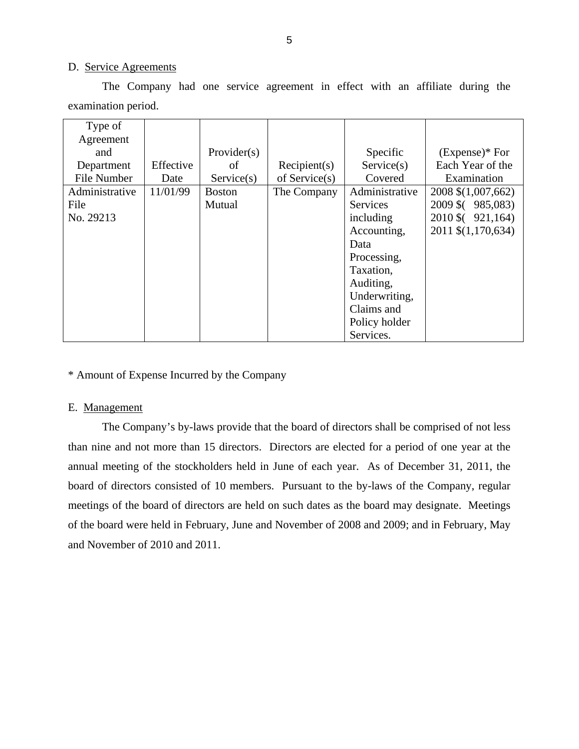D. Service Agreements

The Company had one service agreement in effect with an affiliate during the examination period.

| Type of Agreement and Department File Number | Effective Date | Provider(s) of Service(s) | Recipient(s) of Service(s) | Specific Service(s) Covered | (Expense)* For Each Year of the Examination |
|---|---|---|---|---|---|
| Administrative File No. 29213 | 11/01/99 | Boston Mutual | The Company | Administrative Services including Accounting, Data Processing, Taxation, Auditing, Underwriting, Claims and Policy holder Services. | 2008 $(1,007,662)<br>2009 $( 985,083)<br>2010 $( 921,164)<br>2011 $(1,170,634) |

* Amount of Expense Incurred by the Company

E. Management

The Company's by-laws provide that the board of directors shall be comprised of not less than nine and not more than 15 directors. Directors are elected for a period of one year at the annual meeting of the stockholders held in June of each year. As of December 31, 2011, the board of directors consisted of 10 members. Pursuant to the by-laws of the Company, regular meetings of the board of directors are held on such dates as the board may designate. Meetings of the board were held in February, June and November of 2008 and 2009; and in February, May and November of 2010 and 2011.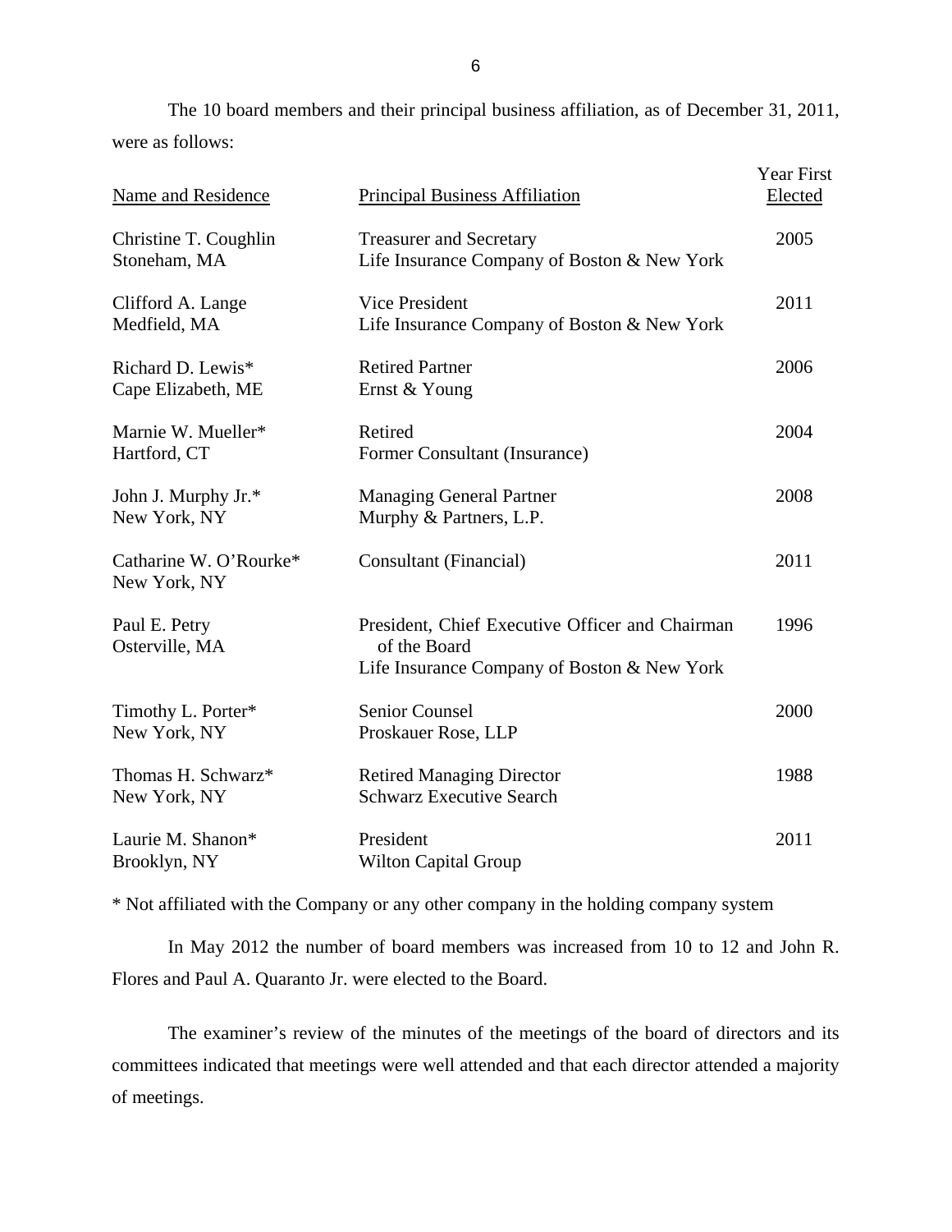The 10 board members and their principal business affiliation, as of December 31, 2011, were as follows:

| Name and Residence | Principal Business Affiliation | Year First Elected |
|---|---|---|
| Christine T. Coughlin<br>Stoneham, MA | Treasurer and Secretary<br>Life Insurance Company of Boston & New York | 2005 |
| Clifford A. Lange<br>Medfield, MA | Vice President<br>Life Insurance Company of Boston & New York | 2011 |
| Richard D. Lewis*<br>Cape Elizabeth, ME | Retired Partner<br>Ernst & Young | 2006 |
| Marnie W. Mueller*<br>Hartford, CT | Retired<br>Former Consultant (Insurance) | 2004 |
| John J. Murphy Jr.*<br>New York, NY | Managing General Partner<br>Murphy & Partners, L.P. | 2008 |
| Catharine W. O'Rourke*<br>New York, NY | Consultant (Financial) | 2011 |
| Paul E. Petry<br>Osterville, MA | President, Chief Executive Officer and Chairman of the Board<br>Life Insurance Company of Boston & New York | 1996 |
| Timothy L. Porter*<br>New York, NY | Senior Counsel<br>Proskauer Rose, LLP | 2000 |
| Thomas H. Schwarz*<br>New York, NY | Retired Managing Director<br>Schwarz Executive Search | 1988 |
| Laurie M. Shanon*<br>Brooklyn, NY | President<br>Wilton Capital Group | 2011 |

* Not affiliated with the Company or any other company in the holding company system

In May 2012 the number of board members was increased from 10 to 12 and John R. Flores and Paul A. Quaranto Jr. were elected to the Board.

The examiner's review of the minutes of the meetings of the board of directors and its committees indicated that meetings were well attended and that each director attended a majority of meetings.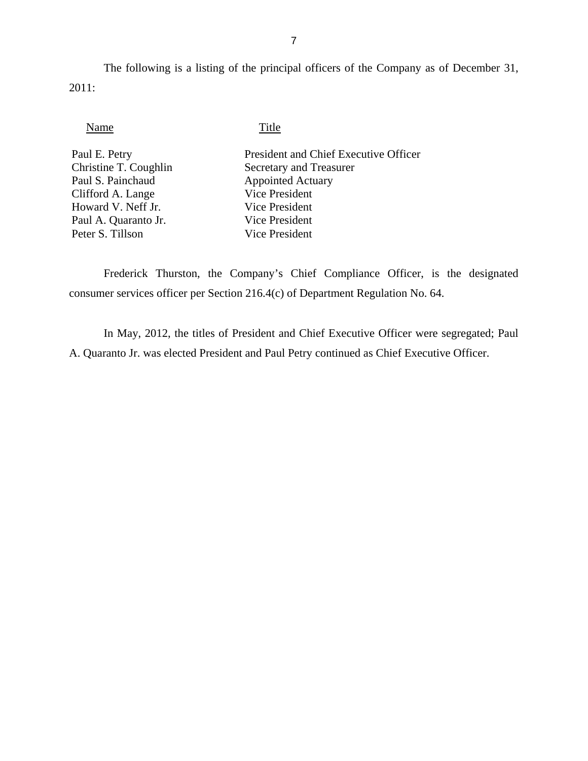The following is a listing of the principal officers of the Company as of December 31, 2011:

| Name | Title |
|---|---|
| Paul E. Petry | President and Chief Executive Officer |
| Christine T. Coughlin | Secretary and Treasurer |
| Paul S. Painchaud | Appointed Actuary |
| Clifford A. Lange | Vice President |
| Howard V. Neff Jr. | Vice President |
| Paul A. Quaranto Jr. | Vice President |
| Peter S. Tillson | Vice President |

Frederick Thurston, the Company's Chief Compliance Officer, is the designated consumer services officer per Section 216.4(c) of Department Regulation No. 64.

In May, 2012, the titles of President and Chief Executive Officer were segregated; Paul A. Quaranto Jr. was elected President and Paul Petry continued as Chief Executive Officer.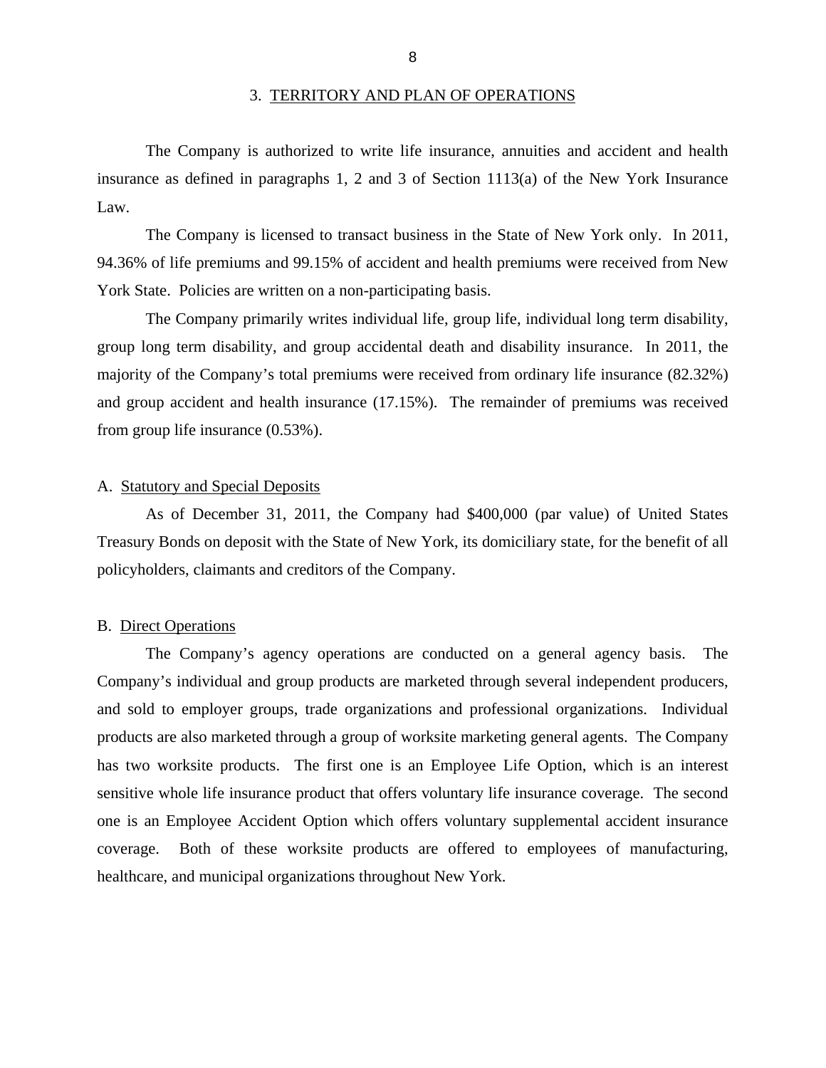## 3. TERRITORY AND PLAN OF OPERATIONS

The Company is authorized to write life insurance, annuities and accident and health insurance as defined in paragraphs 1, 2 and 3 of Section 1113(a) of the New York Insurance Law.

The Company is licensed to transact business in the State of New York only. In 2011, 94.36% of life premiums and 99.15% of accident and health premiums were received from New York State. Policies are written on a non-participating basis.

The Company primarily writes individual life, group life, individual long term disability, group long term disability, and group accidental death and disability insurance. In 2011, the majority of the Company's total premiums were received from ordinary life insurance (82.32%) and group accident and health insurance (17.15%). The remainder of premiums was received from group life insurance (0.53%).

### A. Statutory and Special Deposits

As of December 31, 2011, the Company had $400,000 (par value) of United States Treasury Bonds on deposit with the State of New York, its domiciliary state, for the benefit of all policyholders, claimants and creditors of the Company.

### B. Direct Operations

The Company's agency operations are conducted on a general agency basis. The Company's individual and group products are marketed through several independent producers, and sold to employer groups, trade organizations and professional organizations. Individual products are also marketed through a group of worksite marketing general agents. The Company has two worksite products. The first one is an Employee Life Option, which is an interest sensitive whole life insurance product that offers voluntary life insurance coverage. The second one is an Employee Accident Option which offers voluntary supplemental accident insurance coverage. Both of these worksite products are offered to employees of manufacturing, healthcare, and municipal organizations throughout New York.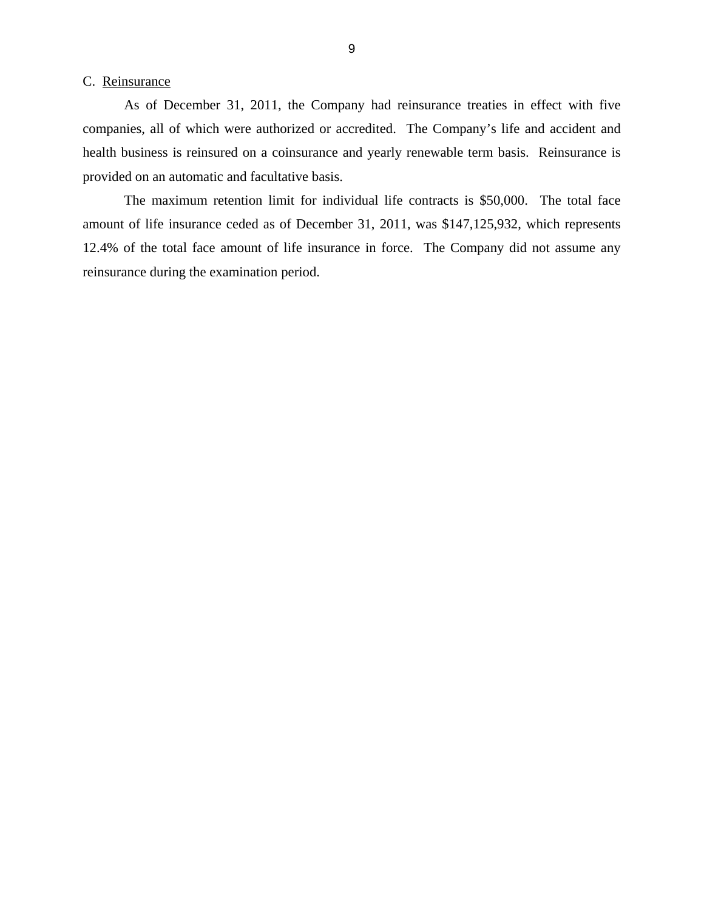C. Reinsurance

As of December 31, 2011, the Company had reinsurance treaties in effect with five companies, all of which were authorized or accredited. The Company's life and accident and health business is reinsured on a coinsurance and yearly renewable term basis. Reinsurance is provided on an automatic and facultative basis.

The maximum retention limit for individual life contracts is $50,000. The total face amount of life insurance ceded as of December 31, 2011, was $147,125,932, which represents 12.4% of the total face amount of life insurance in force. The Company did not assume any reinsurance during the examination period.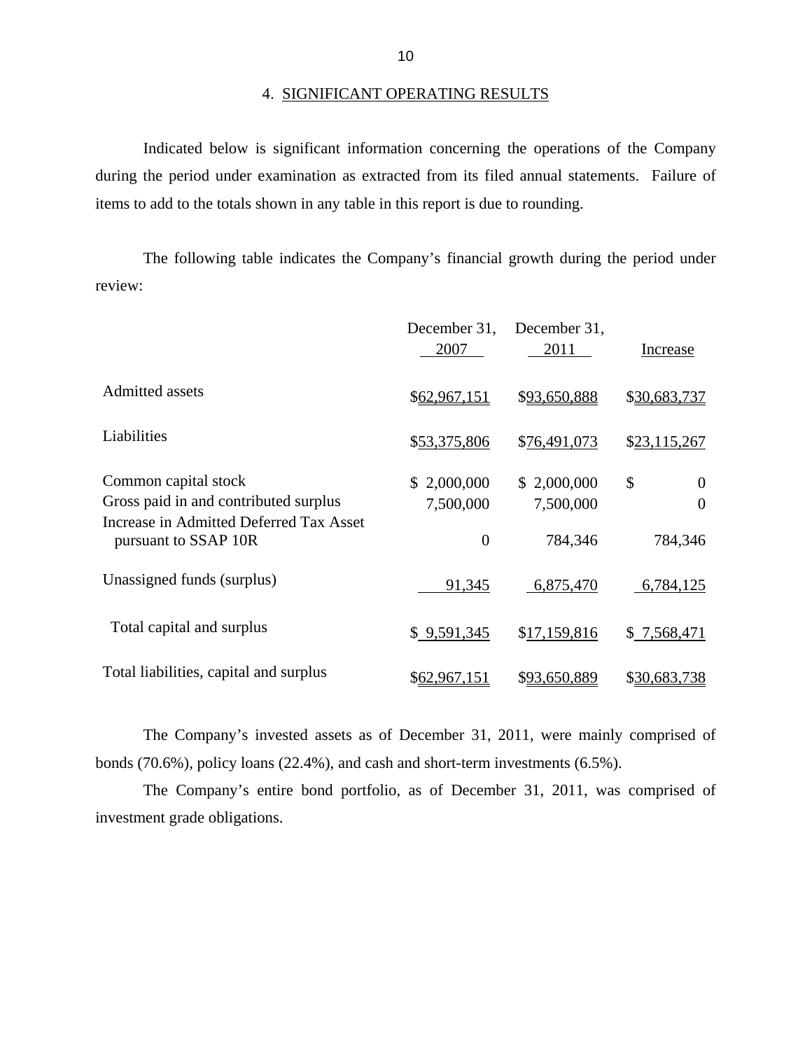## 4. SIGNIFICANT OPERATING RESULTS

Indicated below is significant information concerning the operations of the Company during the period under examination as extracted from its filed annual statements. Failure of items to add to the totals shown in any table in this report is due to rounding.

The following table indicates the Company's financial growth during the period under review:

| | December 31, 2007 | December 31, 2011 | Increase |
|---|---|---|---|
| Admitted assets | $62,967,151 | $93,650,888 | $30,683,737 |
| Liabilities | $53,375,806 | $76,491,073 | $23,115,267 |
| Common capital stock | $ 2,000,000 | $ 2,000,000 | $ 0 |
| Gross paid in and contributed surplus | 7,500,000 | 7,500,000 | 0 |
| Increase in Admitted Deferred Tax Asset pursuant to SSAP 10R | 0 | 784,346 | 784,346 |
| Unassigned funds (surplus) | 91,345 | 6,875,470 | 6,784,125 |
| Total capital and surplus | $ 9,591,345 | $17,159,816 | $ 7,568,471 |
| Total liabilities, capital and surplus | $62,967,151 | $93,650,889 | $30,683,738 |

The Company's invested assets as of December 31, 2011, were mainly comprised of bonds (70.6%), policy loans (22.4%), and cash and short-term investments (6.5%).

The Company's entire bond portfolio, as of December 31, 2011, was comprised of investment grade obligations.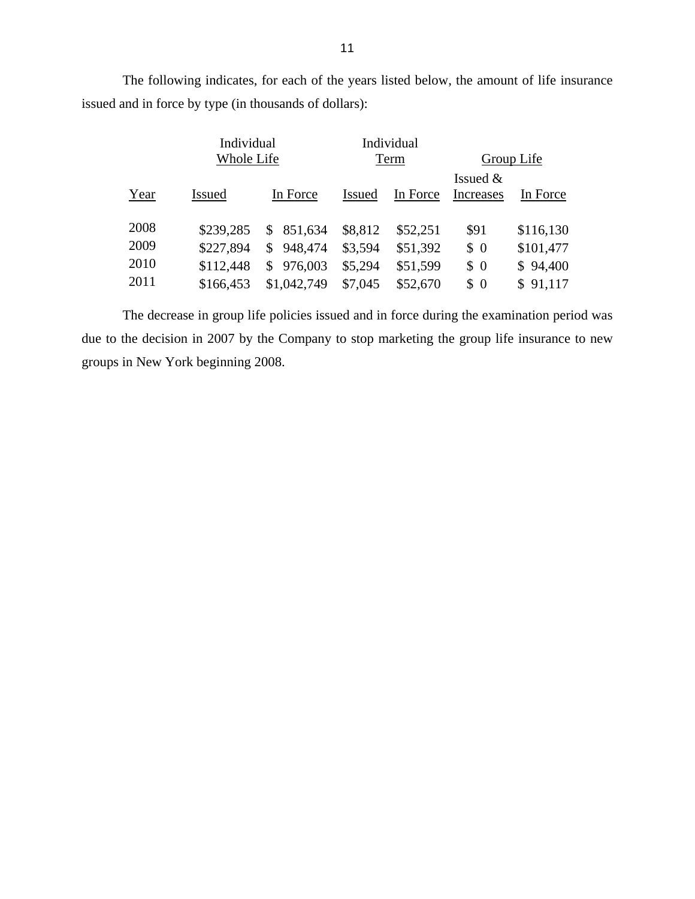The following indicates, for each of the years listed below, the amount of life insurance issued and in force by type (in thousands of dollars):

| | Individual Whole Life | | Individual Term | | Group Life | |
|---|---|---|---|---|---|---|
| Year | Issued | In Force | Issued | In Force | Issued & Increases | In Force |
| 2008 | $239,285 | $ 851,634 | $8,812 | $52,251 | $91 | $116,130 |
| 2009 | $227,894 | $ 948,474 | $3,594 | $51,392 | $ 0 | $101,477 |
| 2010 | $112,448 | $ 976,003 | $5,294 | $51,599 | $ 0 | $ 94,400 |
| 2011 | $166,453 | $1,042,749 | $7,045 | $52,670 | $ 0 | $ 91,117 |

The decrease in group life policies issued and in force during the examination period was due to the decision in 2007 by the Company to stop marketing the group life insurance to new groups in New York beginning 2008.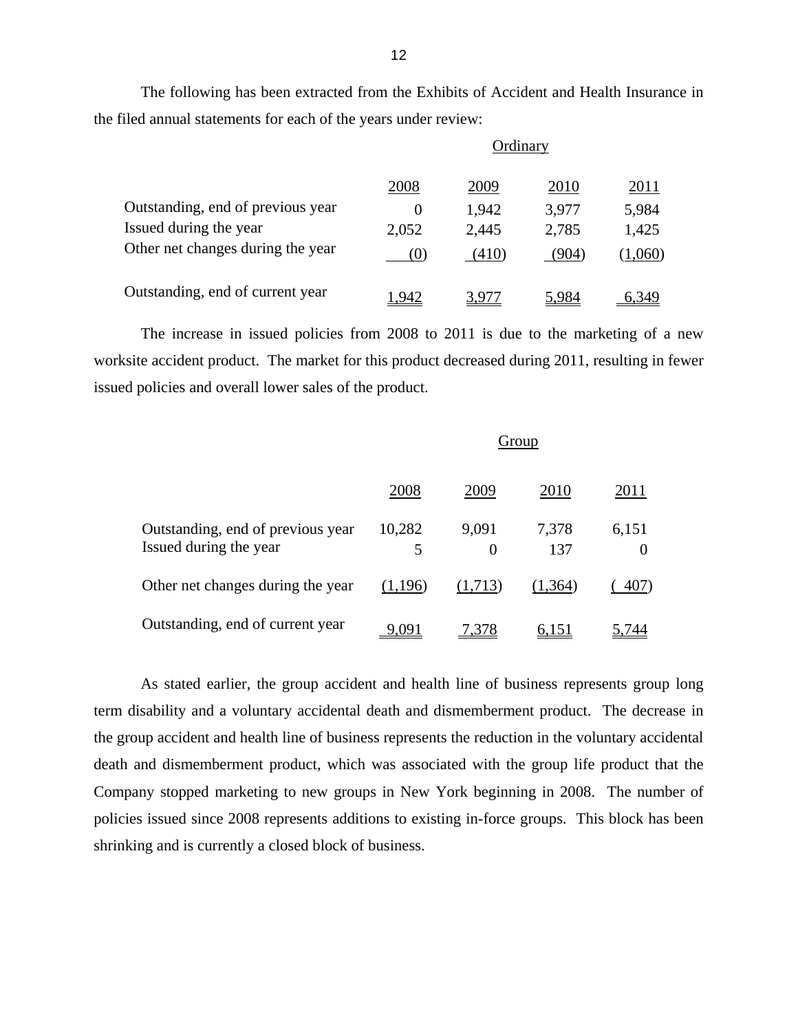The following has been extracted from the Exhibits of Accident and Health Insurance in the filed annual statements for each of the years under review:

| | Ordinary | | | |
|---|---|---|---|---|
| | 2008 | 2009 | 2010 | 2011 |
| Outstanding, end of previous year | 0 | 1,942 | 3,977 | 5,984 |
| Issued during the year | 2,052 | 2,445 | 2,785 | 1,425 |
| Other net changes during the year | (0) | (410) | (904) | (1,060) |
| Outstanding, end of current year | 1,942 | 3,977 | 5,984 | 6,349 |

The increase in issued policies from 2008 to 2011 is due to the marketing of a new worksite accident product. The market for this product decreased during 2011, resulting in fewer issued policies and overall lower sales of the product.

| | Group | | | |
|---|---|---|---|---|
| | 2008 | 2009 | 2010 | 2011 |
| Outstanding, end of previous year | 10,282 | 9,091 | 7,378 | 6,151 |
| Issued during the year | 5 | 0 | 137 | 0 |
| Other net changes during the year | (1,196) | (1,713) | (1,364) | ( 407) |
| Outstanding, end of current year | 9,091 | 7,378 | 6,151 | 5,744 |

As stated earlier, the group accident and health line of business represents group long term disability and a voluntary accidental death and dismemberment product. The decrease in the group accident and health line of business represents the reduction in the voluntary accidental death and dismemberment product, which was associated with the group life product that the Company stopped marketing to new groups in New York beginning in 2008. The number of policies issued since 2008 represents additions to existing in-force groups. This block has been shrinking and is currently a closed block of business.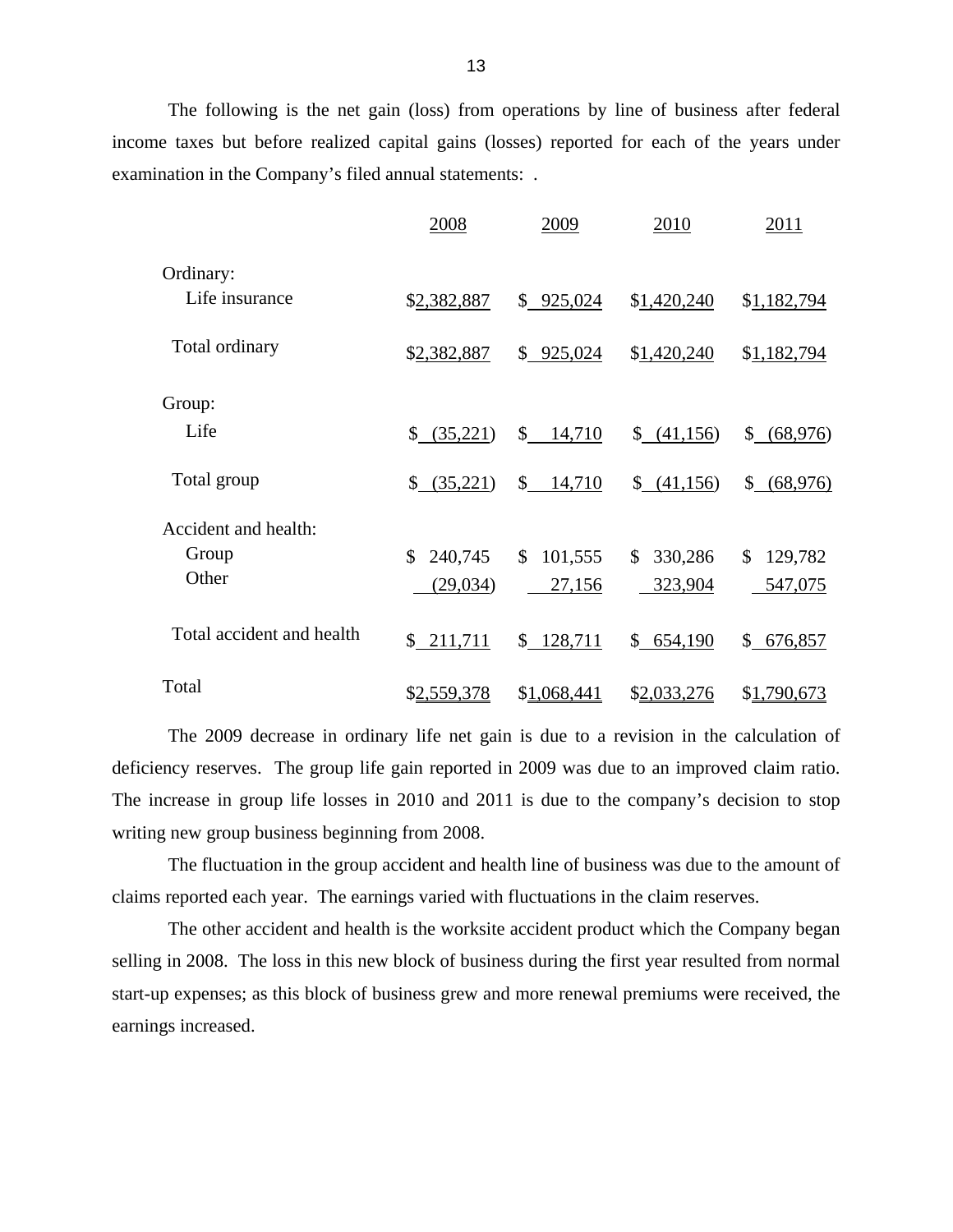The following is the net gain (loss) from operations by line of business after federal income taxes but before realized capital gains (losses) reported for each of the years under examination in the Company's filed annual statements: .

| | 2008 | 2009 | 2010 | 2011 |
|---|---|---|---|---|
| Ordinary: | | | | |
| Life insurance | $2,382,887 | $ 925,024 | $1,420,240 | $1,182,794 |
| Total ordinary | $2,382,887 | $ 925,024 | $1,420,240 | $1,182,794 |
| Group: | | | | |
| Life | $ (35,221) | $ 14,710 | $ (41,156) | $ (68,976) |
| Total group | $ (35,221) | $ 14,710 | $ (41,156) | $ (68,976) |
| Accident and health: | | | | |
| Group | $ 240,745 | $ 101,555 | $ 330,286 | $ 129,782 |
| Other | (29,034) | 27,156 | 323,904 | 547,075 |
| Total accident and health | $ 211,711 | $ 128,711 | $ 654,190 | $ 676,857 |
| Total | $2,559,378 | $1,068,441 | $2,033,276 | $1,790,673 |

The 2009 decrease in ordinary life net gain is due to a revision in the calculation of deficiency reserves. The group life gain reported in 2009 was due to an improved claim ratio. The increase in group life losses in 2010 and 2011 is due to the company's decision to stop writing new group business beginning from 2008.

The fluctuation in the group accident and health line of business was due to the amount of claims reported each year. The earnings varied with fluctuations in the claim reserves.

The other accident and health is the worksite accident product which the Company began selling in 2008. The loss in this new block of business during the first year resulted from normal start-up expenses; as this block of business grew and more renewal premiums were received, the earnings increased.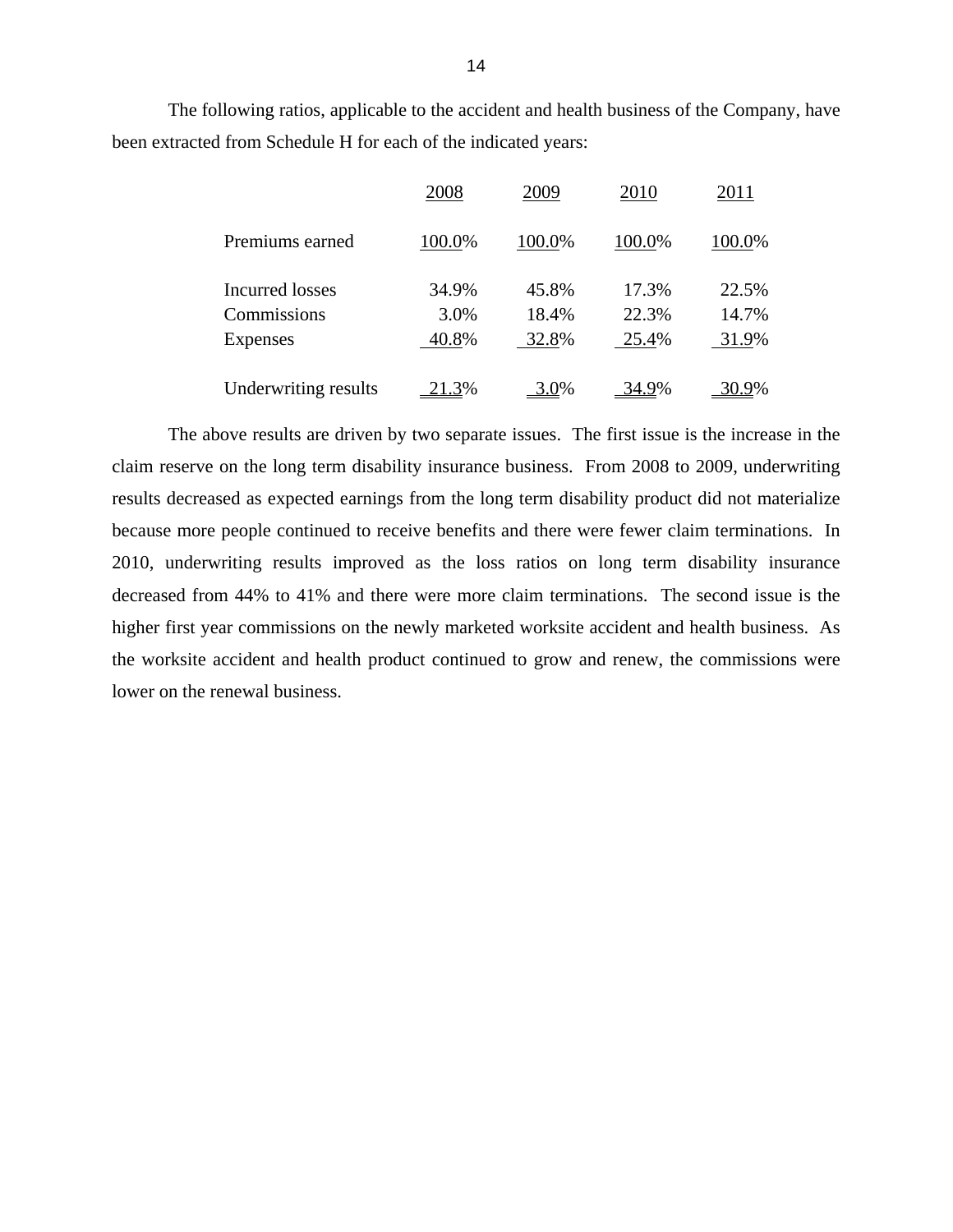The following ratios, applicable to the accident and health business of the Company, have been extracted from Schedule H for each of the indicated years:

| | 2008 | 2009 | 2010 | 2011 |
|---|---|---|---|---|
| Premiums earned | 100.0% | 100.0% | 100.0% | 100.0% |
| Incurred losses | 34.9% | 45.8% | 17.3% | 22.5% |
| Commissions | 3.0% | 18.4% | 22.3% | 14.7% |
| Expenses | 40.8% | 32.8% | 25.4% | 31.9% |
| Underwriting results | 21.3% | 3.0% | 34.9% | 30.9% |

The above results are driven by two separate issues. The first issue is the increase in the claim reserve on the long term disability insurance business. From 2008 to 2009, underwriting results decreased as expected earnings from the long term disability product did not materialize because more people continued to receive benefits and there were fewer claim terminations. In 2010, underwriting results improved as the loss ratios on long term disability insurance decreased from 44% to 41% and there were more claim terminations. The second issue is the higher first year commissions on the newly marketed worksite accident and health business. As the worksite accident and health product continued to grow and renew, the commissions were lower on the renewal business.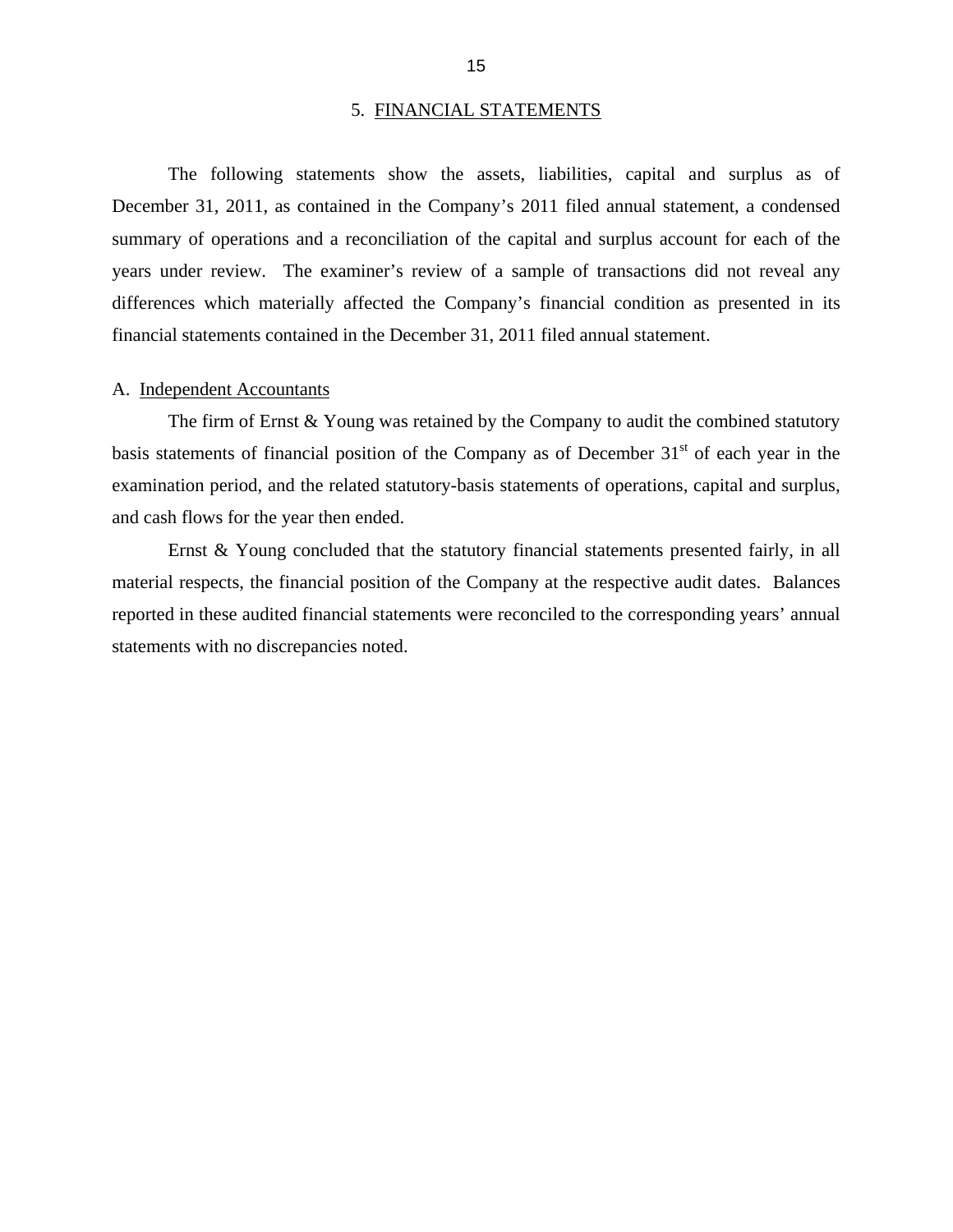## 5. FINANCIAL STATEMENTS

The following statements show the assets, liabilities, capital and surplus as of December 31, 2011, as contained in the Company's 2011 filed annual statement, a condensed summary of operations and a reconciliation of the capital and surplus account for each of the years under review. The examiner's review of a sample of transactions did not reveal any differences which materially affected the Company's financial condition as presented in its financial statements contained in the December 31, 2011 filed annual statement.

### A. Independent Accountants

The firm of Ernst & Young was retained by the Company to audit the combined statutory basis statements of financial position of the Company as of December 31st of each year in the examination period, and the related statutory-basis statements of operations, capital and surplus, and cash flows for the year then ended.

Ernst & Young concluded that the statutory financial statements presented fairly, in all material respects, the financial position of the Company at the respective audit dates. Balances reported in these audited financial statements were reconciled to the corresponding years' annual statements with no discrepancies noted.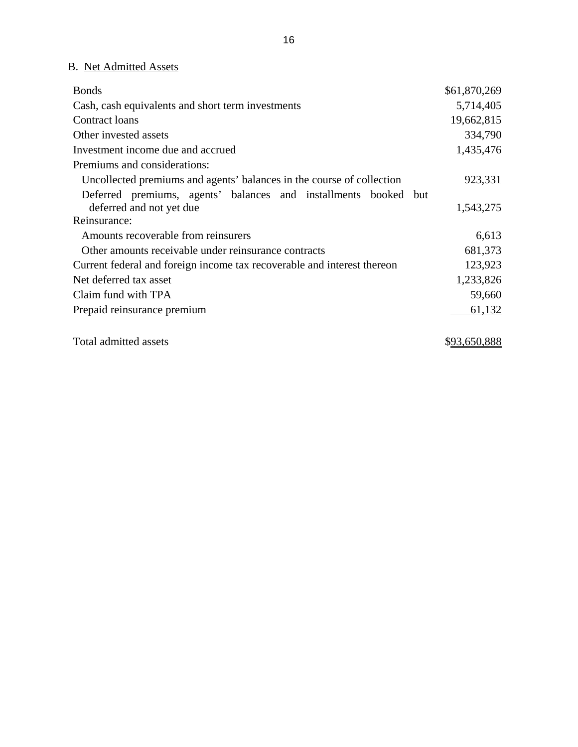## B. Net Admitted Assets

| | |
|---|---:|
| Bonds | $61,870,269 |
| Cash, cash equivalents and short term investments | 5,714,405 |
| Contract loans | 19,662,815 |
| Other invested assets | 334,790 |
| Investment income due and accrued | 1,435,476 |
| Premiums and considerations: | |
| Uncollected premiums and agents' balances in the course of collection | 923,331 |
| Deferred premiums, agents' balances and installments booked but deferred and not yet due | 1,543,275 |
| Reinsurance: | |
| Amounts recoverable from reinsurers | 6,613 |
| Other amounts receivable under reinsurance contracts | 681,373 |
| Current federal and foreign income tax recoverable and interest thereon | 123,923 |
| Net deferred tax asset | 1,233,826 |
| Claim fund with TPA | 59,660 |
| Prepaid reinsurance premium | 61,132 |
| Total admitted assets | $93,650,888 |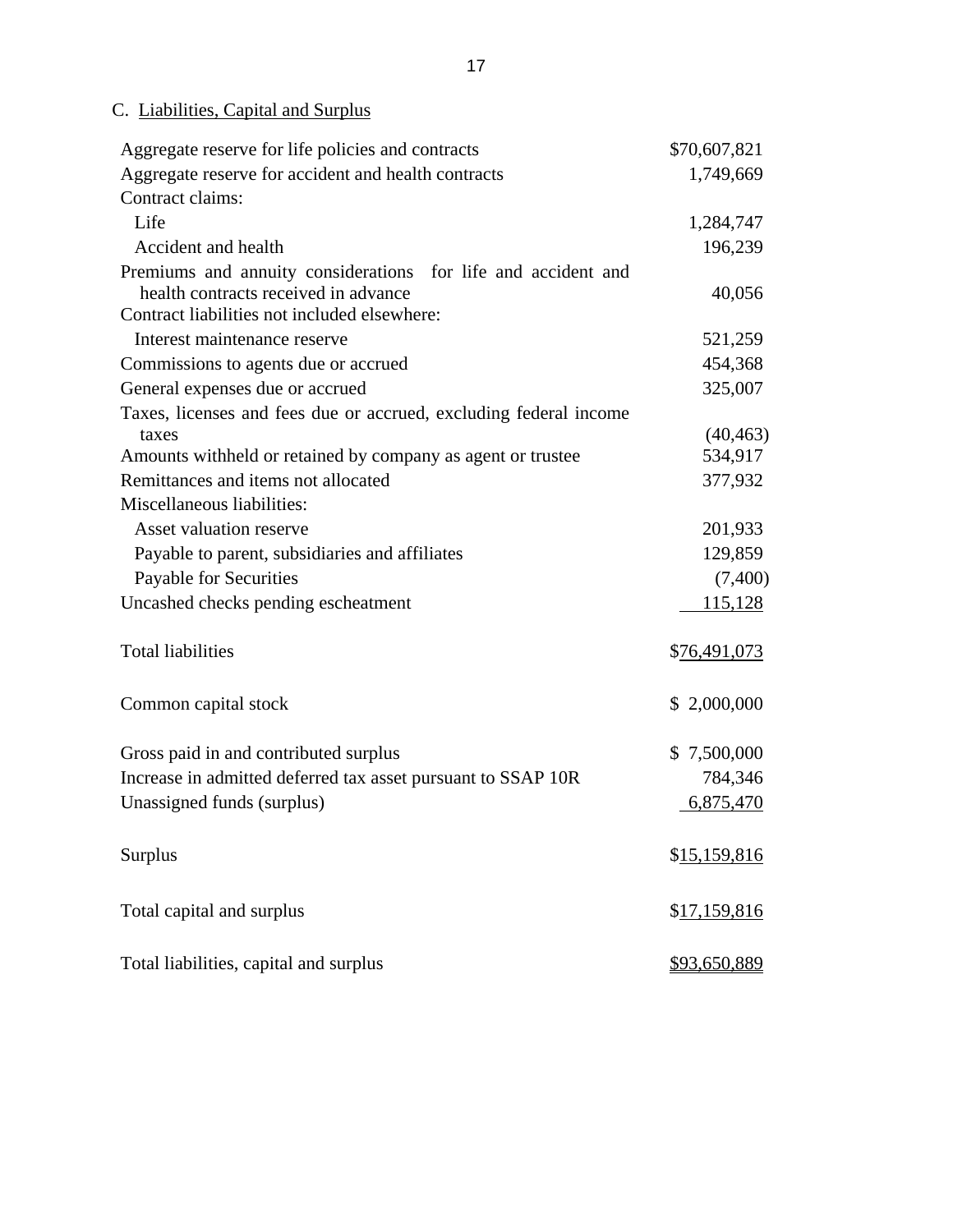C. Liabilities, Capital and Surplus

| | |
|---|---|
| Aggregate reserve for life policies and contracts | $70,607,821 |
| Aggregate reserve for accident and health contracts | 1,749,669 |
| Contract claims: | |
| Life | 1,284,747 |
| Accident and health | 196,239 |
| Premiums and annuity considerations for life and accident and health contracts received in advance | 40,056 |
| Contract liabilities not included elsewhere: | |
| Interest maintenance reserve | 521,259 |
| Commissions to agents due or accrued | 454,368 |
| General expenses due or accrued | 325,007 |
| Taxes, licenses and fees due or accrued, excluding federal income taxes | (40,463) |
| Amounts withheld or retained by company as agent or trustee | 534,917 |
| Remittances and items not allocated | 377,932 |
| Miscellaneous liabilities: | |
| Asset valuation reserve | 201,933 |
| Payable to parent, subsidiaries and affiliates | 129,859 |
| Payable for Securities | (7,400) |
| Uncashed checks pending escheatment | 115,128 |
| | |
| Total liabilities | $76,491,073 |
| | |
| Common capital stock | $ 2,000,000 |
| | |
| Gross paid in and contributed surplus | $ 7,500,000 |
| Increase in admitted deferred tax asset pursuant to SSAP 10R | 784,346 |
| Unassigned funds (surplus) | 6,875,470 |
| | |
| Surplus | $15,159,816 |
| | |
| Total capital and surplus | $17,159,816 |
| | |
| Total liabilities, capital and surplus | $93,650,889 |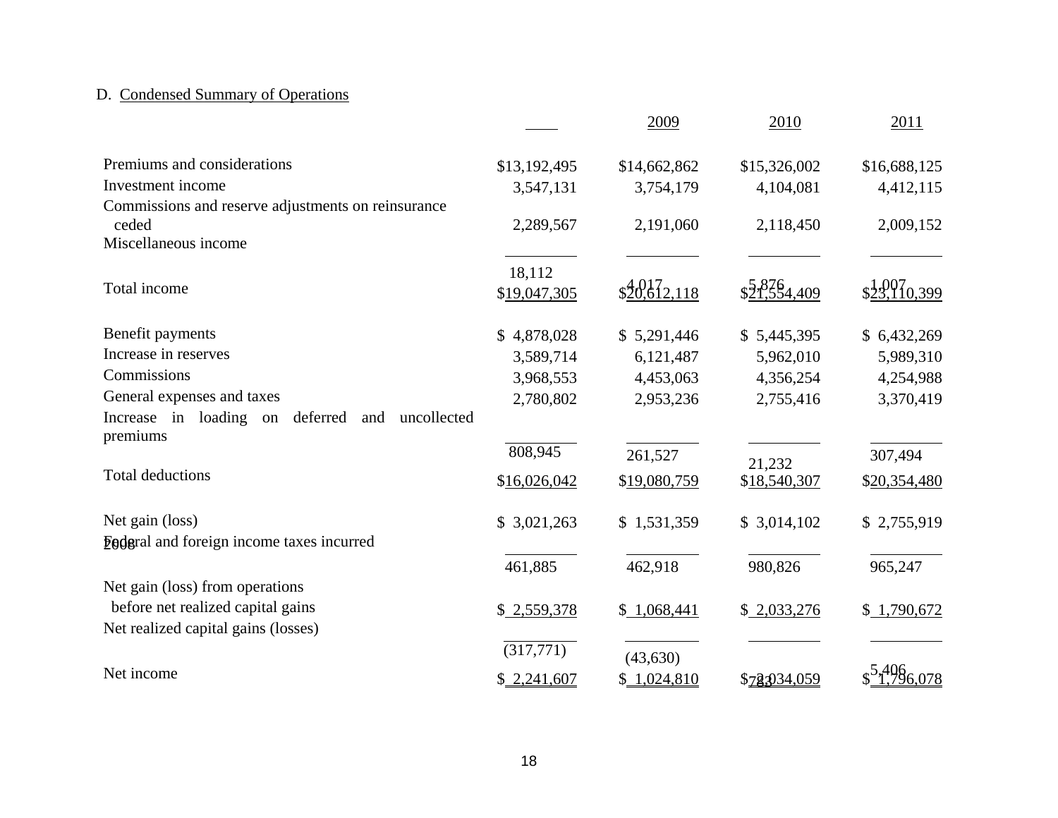D. Condensed Summary of Operations

| | 2008 | 2009 | 2010 | 2011 |
|---|---|---|---|---|
| Premiums and considerations | $13,192,495 | $14,662,862 | $15,326,002 | $16,688,125 |
| Investment income | 3,547,131 | 3,754,179 | 4,104,081 | 4,412,115 |
| Commissions and reserve adjustments on reinsurance ceded | 2,289,567 | 2,191,060 | 2,118,450 | 2,009,152 |
| Miscellaneous income | 18,112 | 4,017 | 5,876 | 1,007 |
| Total income | $19,047,305 | $20,612,118 | $21,554,409 | $23,110,399 |
| Benefit payments | $ 4,878,028 | $ 5,291,446 | $ 5,445,395 | $ 6,432,269 |
| Increase in reserves | 3,589,714 | 6,121,487 | 5,962,010 | 5,989,310 |
| Commissions | 3,968,553 | 4,453,063 | 4,356,254 | 4,254,988 |
| General expenses and taxes | 2,780,802 | 2,953,236 | 2,755,416 | 3,370,419 |
| Increase in loading on deferred and uncollected premiums | 808,945 | 261,527 | 21,232 | 307,494 |
| Total deductions | $16,026,042 | $19,080,759 | $18,540,307 | $20,354,480 |
| Net gain (loss) | $ 3,021,263 | $ 1,531,359 | $ 3,014,102 | $ 2,755,919 |
| Federal and foreign income taxes incurred | 461,885 | 462,918 | 980,826 | 965,247 |
| Net gain (loss) from operations before net realized capital gains | $ 2,559,378 | $ 1,068,441 | $ 2,033,276 | $ 1,790,672 |
| Net realized capital gains (losses) | (317,771) | (43,630) | 783 | 5,406 |
| Net income | $ 2,241,607 | $ 1,024,810 | $ 2,034,059 | $ 1,796,078 |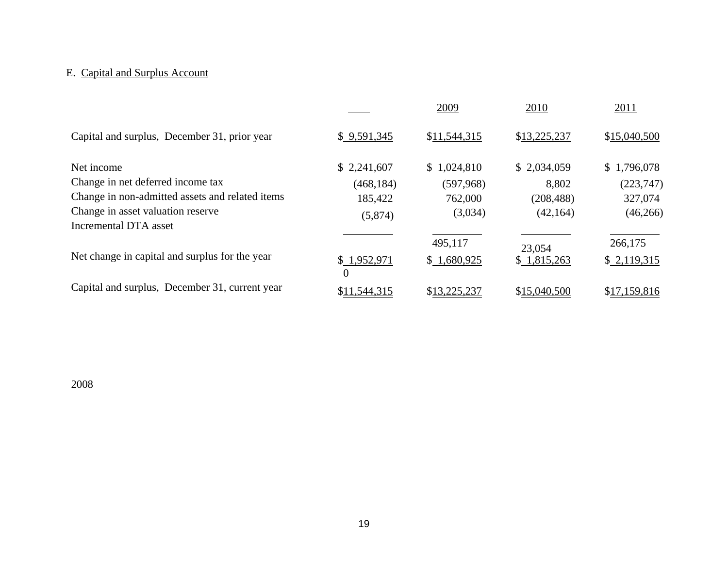E. Capital and Surplus Account

| | | 2009 | 2010 | 2011 |
|---|---|---|---|---|
| Capital and surplus, December 31, prior year | $ 9,591,345 | $11,544,315 | $13,225,237 | $15,040,500 |
| Net income | $ 2,241,607 | $ 1,024,810 | $ 2,034,059 | $ 1,796,078 |
| Change in net deferred income tax | (468,184) | (597,968) | 8,802 | (223,747) |
| Change in non-admitted assets and related items | 185,422 | 762,000 | (208,488) | 327,074 |
| Change in asset valuation reserve | (5,874) | (3,034) | (42,164) | (46,266) |
| Incremental DTA asset | | 495,117 | 23,054 | 266,175 |
| Net change in capital and surplus for the year | $ 1,952,971 | $ 1,680,925 | $ 1,815,263 | $ 2,119,315 |
| Capital and surplus, December 31, current year | $11,544,315 | $13,225,237 | $15,040,500 | $17,159,816 |

2008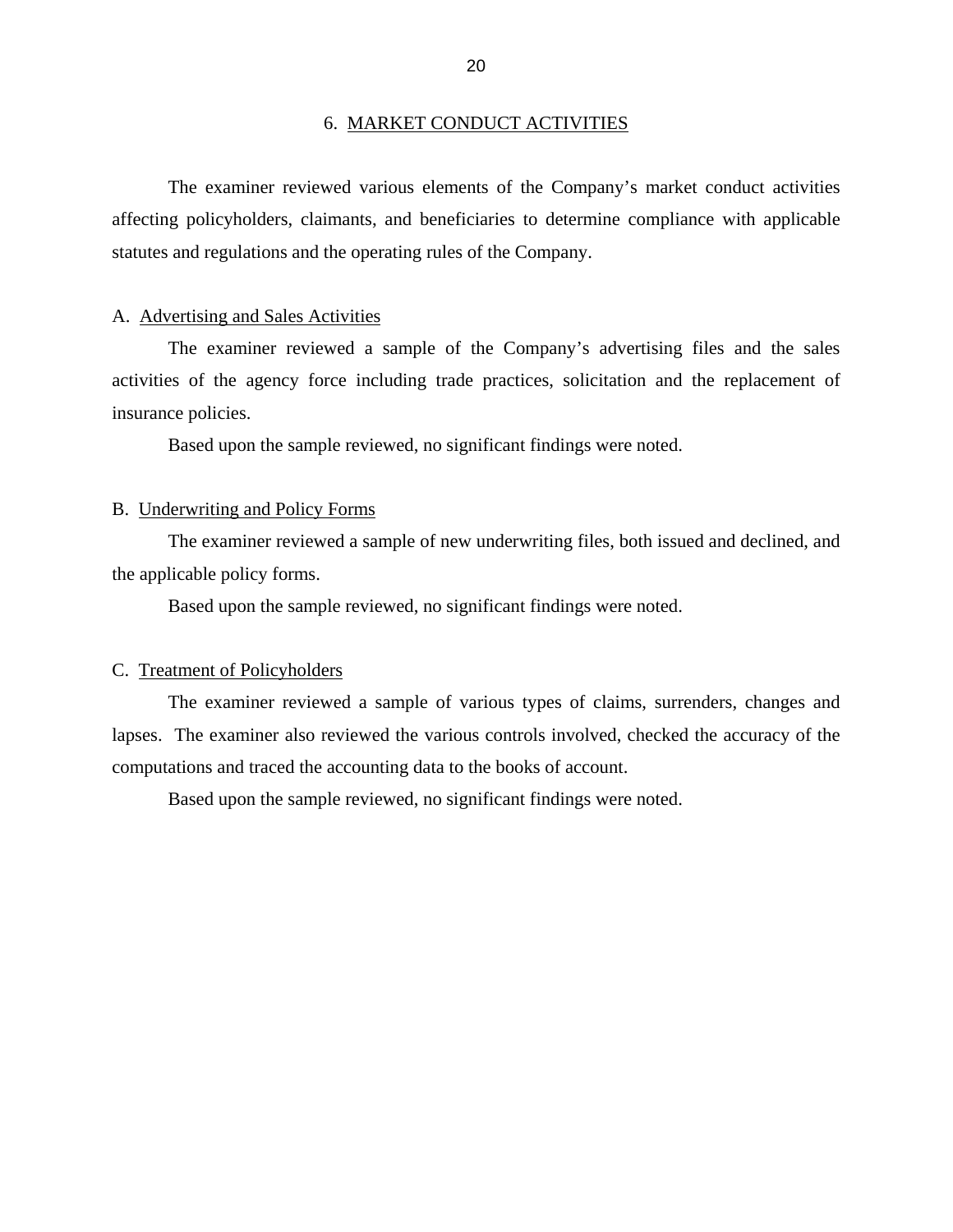## 6. MARKET CONDUCT ACTIVITIES

The examiner reviewed various elements of the Company's market conduct activities affecting policyholders, claimants, and beneficiaries to determine compliance with applicable statutes and regulations and the operating rules of the Company.

### A. Advertising and Sales Activities

The examiner reviewed a sample of the Company's advertising files and the sales activities of the agency force including trade practices, solicitation and the replacement of insurance policies.

Based upon the sample reviewed, no significant findings were noted.

### B. Underwriting and Policy Forms

The examiner reviewed a sample of new underwriting files, both issued and declined, and the applicable policy forms.

Based upon the sample reviewed, no significant findings were noted.

### C. Treatment of Policyholders

The examiner reviewed a sample of various types of claims, surrenders, changes and lapses. The examiner also reviewed the various controls involved, checked the accuracy of the computations and traced the accounting data to the books of account.

Based upon the sample reviewed, no significant findings were noted.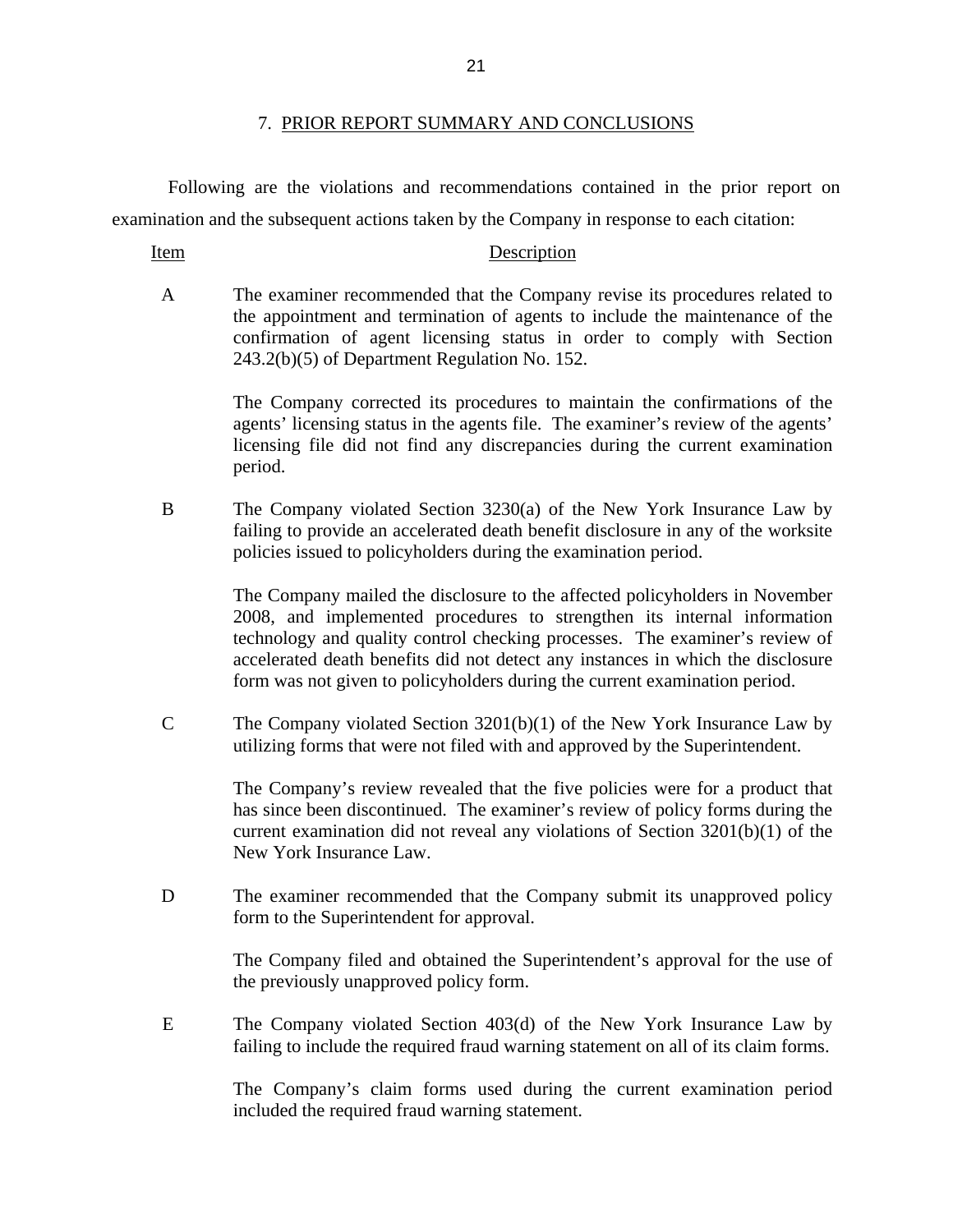## 7. PRIOR REPORT SUMMARY AND CONCLUSIONS

Following are the violations and recommendations contained in the prior report on examination and the subsequent actions taken by the Company in response to each citation:

| Item | Description |
|---|---|
| A | The examiner recommended that the Company revise its procedures related to the appointment and termination of agents to include the maintenance of the confirmation of agent licensing status in order to comply with Section 243.2(b)(5) of Department Regulation No. 152.<br><br>The Company corrected its procedures to maintain the confirmations of the agents' licensing status in the agents file. The examiner's review of the agents' licensing file did not find any discrepancies during the current examination period. |
| B | The Company violated Section 3230(a) of the New York Insurance Law by failing to provide an accelerated death benefit disclosure in any of the worksite policies issued to policyholders during the examination period.<br><br>The Company mailed the disclosure to the affected policyholders in November 2008, and implemented procedures to strengthen its internal information technology and quality control checking processes. The examiner's review of accelerated death benefits did not detect any instances in which the disclosure form was not given to policyholders during the current examination period. |
| C | The Company violated Section 3201(b)(1) of the New York Insurance Law by utilizing forms that were not filed with and approved by the Superintendent.<br><br>The Company's review revealed that the five policies were for a product that has since been discontinued. The examiner's review of policy forms during the current examination did not reveal any violations of Section 3201(b)(1) of the New York Insurance Law. |
| D | The examiner recommended that the Company submit its unapproved policy form to the Superintendent for approval.<br><br>The Company filed and obtained the Superintendent's approval for the use of the previously unapproved policy form. |
| E | The Company violated Section 403(d) of the New York Insurance Law by failing to include the required fraud warning statement on all of its claim forms.<br><br>The Company's claim forms used during the current examination period included the required fraud warning statement. |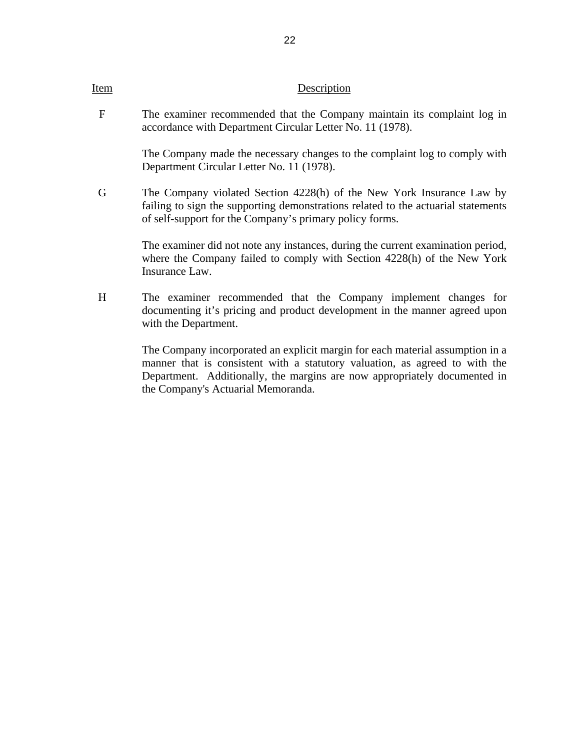| Item | Description |
|---|---|
| F | The examiner recommended that the Company maintain its complaint log in accordance with Department Circular Letter No. 11 (1978).<br><br>The Company made the necessary changes to the complaint log to comply with Department Circular Letter No. 11 (1978). |
| G | The Company violated Section 4228(h) of the New York Insurance Law by failing to sign the supporting demonstrations related to the actuarial statements of self-support for the Company's primary policy forms.<br><br>The examiner did not note any instances, during the current examination period, where the Company failed to comply with Section 4228(h) of the New York Insurance Law. |
| H | The examiner recommended that the Company implement changes for documenting it's pricing and product development in the manner agreed upon with the Department.<br><br>The Company incorporated an explicit margin for each material assumption in a manner that is consistent with a statutory valuation, as agreed to with the Department. Additionally, the margins are now appropriately documented in the Company's Actuarial Memoranda. |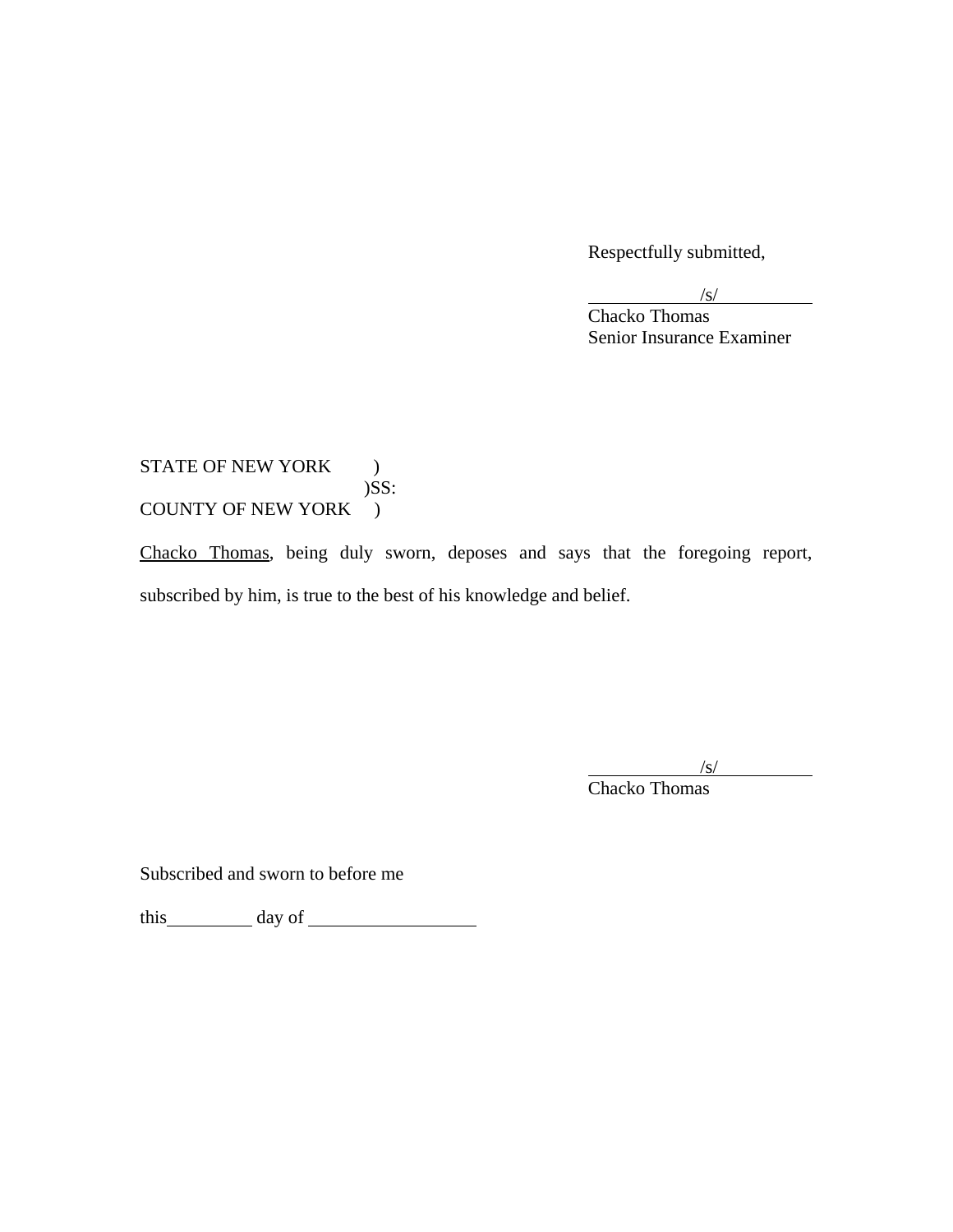Respectfully submitted,

/s/

Chacko Thomas
Senior Insurance Examiner

STATE OF NEW YORK )
)SS:
COUNTY OF NEW YORK )

Chacko Thomas, being duly sworn, deposes and says that the foregoing report, subscribed by him, is true to the best of his knowledge and belief.

/s/

Chacko Thomas

Subscribed and sworn to before me

this __________ day of __________________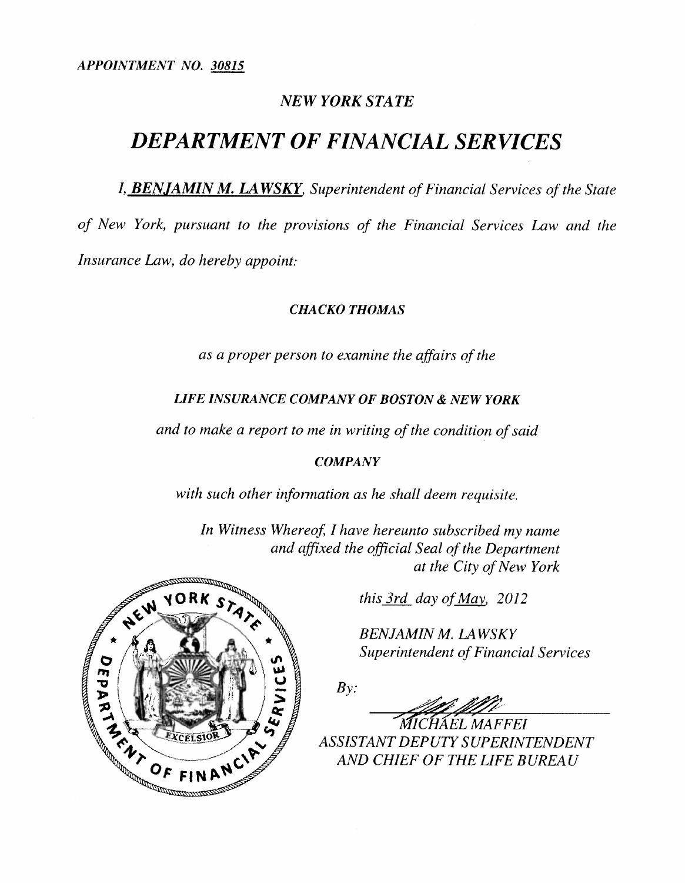*APPOINTMENT NO. 30815*

*NEW YORK STATE*

# *DEPARTMENT OF FINANCIAL SERVICES*

*I, **BENJAMIN M. LAWSKY**, Superintendent of Financial Services of the State of New York, pursuant to the provisions of the Financial Services Law and the Insurance Law, do hereby appoint:*

***CHACKO THOMAS***

*as a proper person to examine the affairs of the*

***LIFE INSURANCE COMPANY OF BOSTON & NEW YORK***

*and to make a report to me in writing of the condition of said*

***COMPANY***

*with such other information as he shall deem requisite.*

*In Witness Whereof, I have hereunto subscribed my name and affixed the official Seal of the Department at the City of New York*

*this 3rd day of May, 2012*

*BENJAMIN M. LAWSKY*
*Superintendent of Financial Services*

*By:*

*MICHAEL MAFFEI*
*ASSISTANT DEPUTY SUPERINTENDENT AND CHIEF OF THE LIFE BUREAU*

NEW YORK STATE DEPARTMENT OF FINANCIAL SERVICES
EXCELSIOR